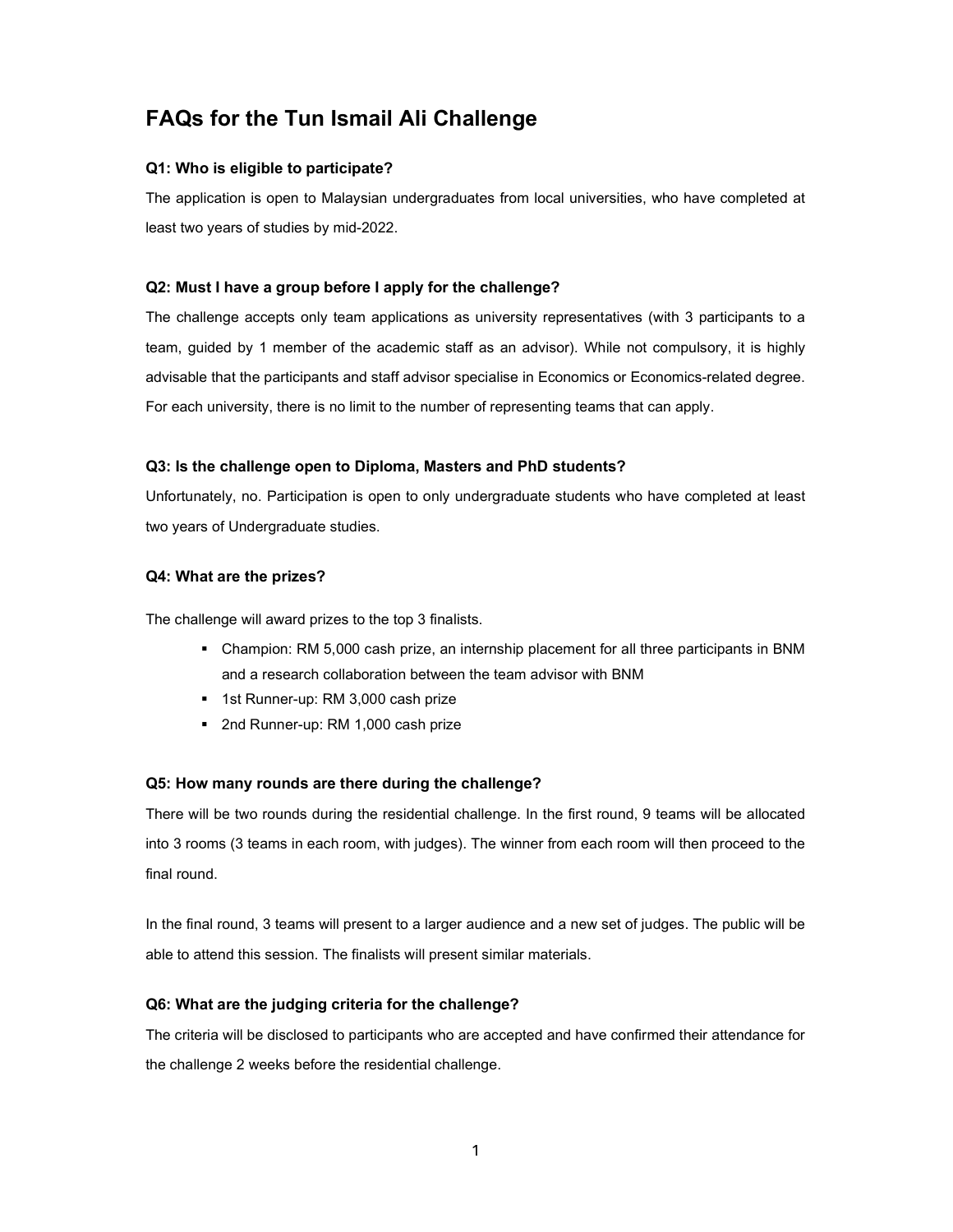# FAQs for the Tun Ismail Ali Challenge

### Q1: Who is eligible to participate?

The application is open to Malaysian undergraduates from local universities, who have completed at least two years of studies by mid-2022.

### Q2: Must I have a group before I apply for the challenge?

The challenge accepts only team applications as university representatives (with 3 participants to a team, guided by 1 member of the academic staff as an advisor). While not compulsory, it is highly advisable that the participants and staff advisor specialise in Economics or Economics-related degree. For each university, there is no limit to the number of representing teams that can apply.

### Q3: Is the challenge open to Diploma, Masters and PhD students?

Unfortunately, no. Participation is open to only undergraduate students who have completed at least two years of Undergraduate studies.

### Q4: What are the prizes?

The challenge will award prizes to the top 3 finalists.

- Champion: RM 5,000 cash prize, an internship placement for all three participants in BNM and a research collaboration between the team advisor with BNM
- 1st Runner-up: RM 3,000 cash prize
- 2nd Runner-up: RM 1,000 cash prize

### Q5: How many rounds are there during the challenge?

There will be two rounds during the residential challenge. In the first round, 9 teams will be allocated into 3 rooms (3 teams in each room, with judges). The winner from each room will then proceed to the final round.

In the final round, 3 teams will present to a larger audience and a new set of judges. The public will be able to attend this session. The finalists will present similar materials.

### Q6: What are the judging criteria for the challenge?

The criteria will be disclosed to participants who are accepted and have confirmed their attendance for the challenge 2 weeks before the residential challenge.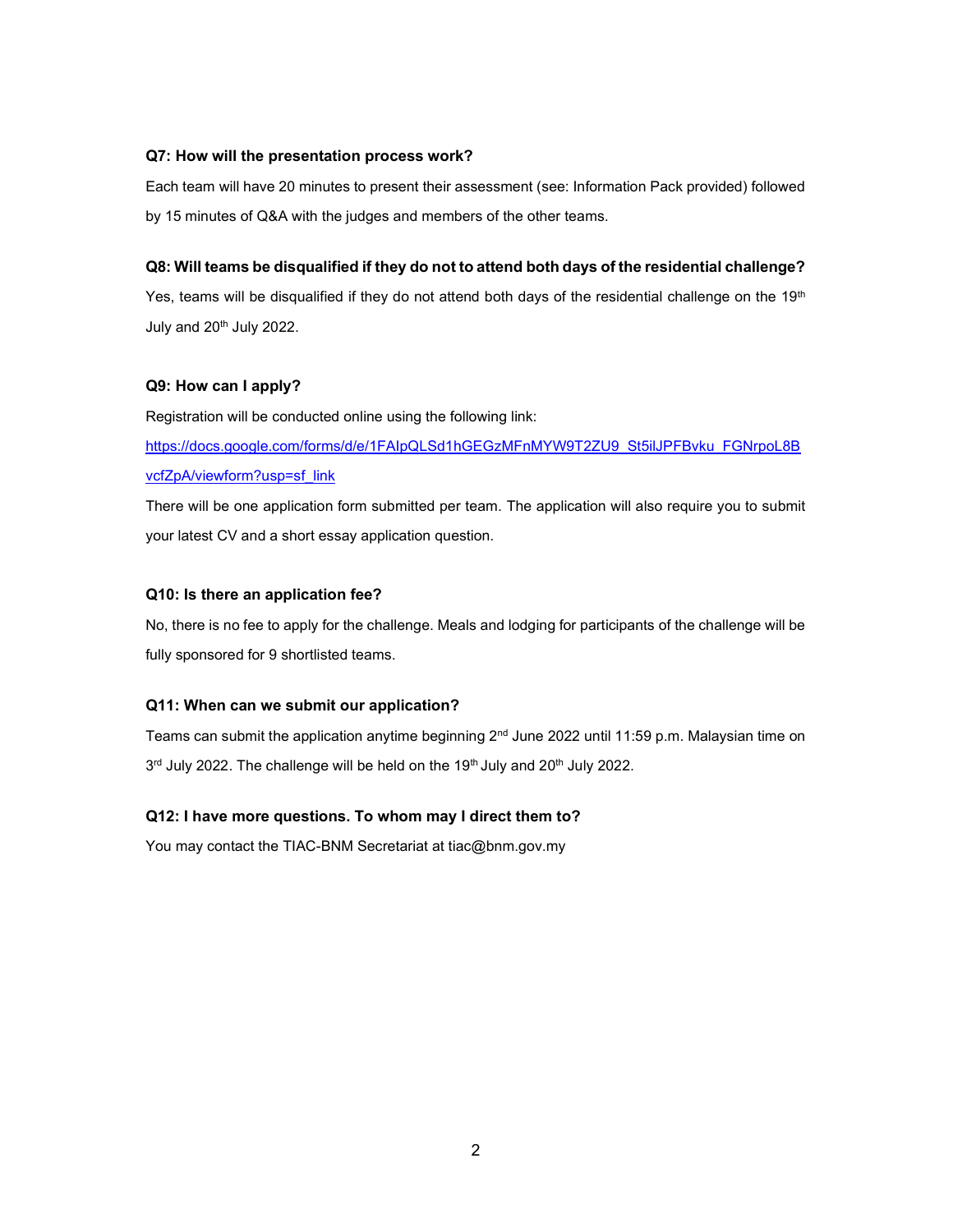**Q7: How will the presentation process work?**

Each team will have 20 minutes to present their assessment (see: Information Pack provided) followed by 15 minutes of Q&A with the judges and members of the other teams.

**Q8: Will teams be disqualified if they do not to attend both days of the residential challenge?**

Yes, teams will be disqualified if they do not attend both days of the residential challenge on the 19th July and 20th July 2022.

**Q9: How can I apply?**

Registration will be conducted online using the following link:

https://docs.google.com/forms/d/e/1FAIpQLSd1hGEGzMFnMYW9T2ZU9_St5ilJPFBvku_FGNrpoL8BvcfZpA/viewform?usp=sf_link

There will be one application form submitted per team. The application will also require you to submit your latest CV and a short essay application question.

**Q10: Is there an application fee?**

No, there is no fee to apply for the challenge. Meals and lodging for participants of the challenge will be fully sponsored for 9 shortlisted teams.

**Q11: When can we submit our application?**

Teams can submit the application anytime beginning 2nd June 2022 until 11:59 p.m. Malaysian time on 3rd July 2022. The challenge will be held on the 19th July and 20th July 2022.

**Q12: I have more questions. To whom may I direct them to?**

You may contact the TIAC-BNM Secretariat at tiac@bnm.gov.my